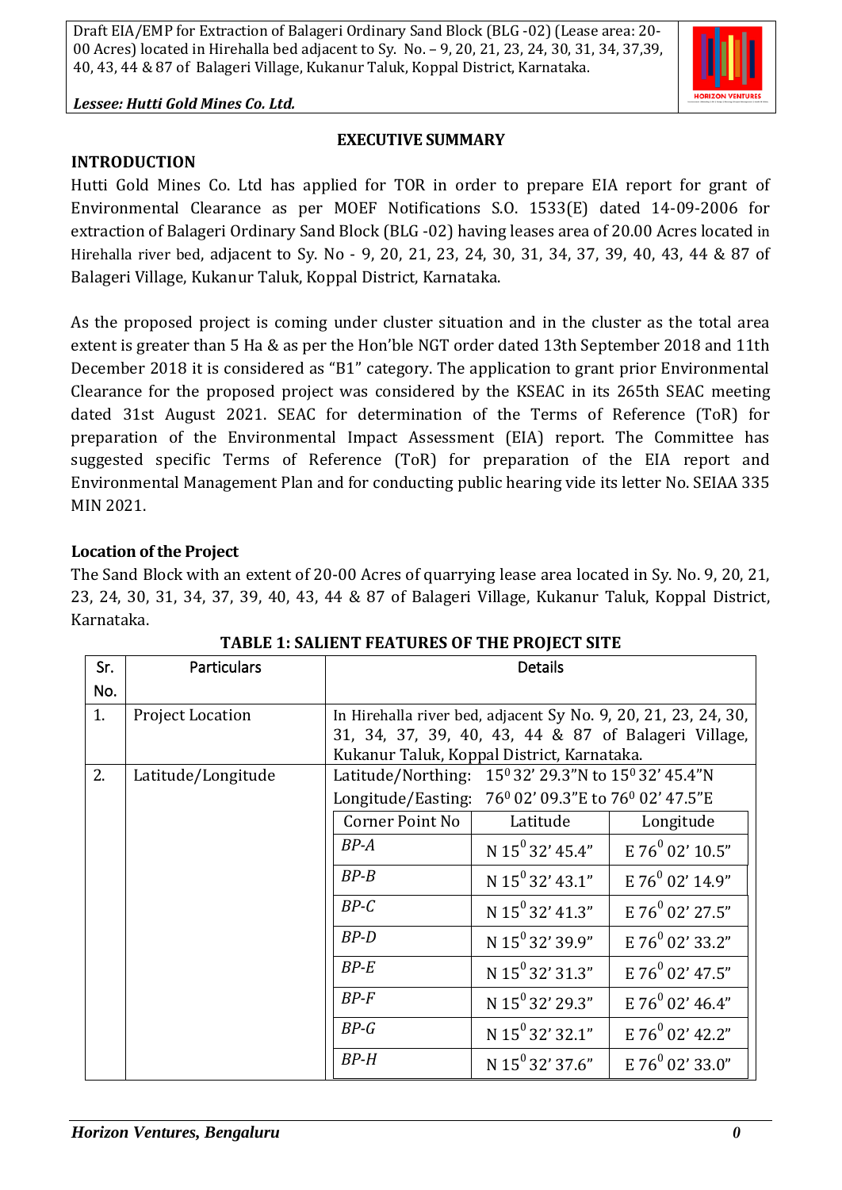## EXECUTIVE SUMMARY

### INTRODUCTION

Hutti Gold Mines Co. Ltd has applied for TOR in order to prepare EIA report for grant of Environmental Clearance as per MOEF Notifications S.O. 1533(E) dated 14-09-2006 for extraction of Balageri Ordinary Sand Block (BLG -02) having leases area of 20.00 Acres located in Hirehalla river bed, adjacent to Sy. No - 9, 20, 21, 23, 24, 30, 31, 34, 37, 39, 40, 43, 44 & 87 of Balageri Village, Kukanur Taluk, Koppal District, Karnataka.

As the proposed project is coming under cluster situation and in the cluster as the total area extent is greater than 5 Ha & as per the Hon'ble NGT order dated 13th September 2018 and 11th December 2018 it is considered as "B1" category. The application to grant prior Environmental Clearance for the proposed project was considered by the KSEAC in its 265th SEAC meeting dated 31st August 2021. SEAC for determination of the Terms of Reference (ToR) for preparation of the Environmental Impact Assessment (EIA) report. The Committee has suggested specific Terms of Reference (ToR) for preparation of the EIA report and Environmental Management Plan and for conducting public hearing vide its letter No. SEIAA 335 MIN 2021.

### Location of the Project

The Sand Block with an extent of 20-00 Acres of quarrying lease area located in Sy. No. 9, 20, 21, 23, 24, 30, 31, 34, 37, 39, 40, 43, 44 & 87 of Balageri Village, Kukanur Taluk, Koppal District, Karnataka.

**TABLE 1: SALIENT FEATURES OF THE PROJECT SITE**

| Sr. No. | Particulars | Details | | |
|---|---|---|---|---|
| 1. | Project Location | In Hirehalla river bed, adjacent Sy No. 9, 20, 21, 23, 24, 30, 31, 34, 37, 39, 40, 43, 44 & 87 of Balageri Village, Kukanur Taluk, Koppal District, Karnataka. | | |
| 2. | Latitude/Longitude | Latitude/Northing: 15° 32' 29.3"N to 15° 32' 45.4"N | | |
| | | Longitude/Easting: 76° 02' 09.3"E to 76° 02' 47.5"E | | |
| | | Corner Point No | Latitude | Longitude |
| | | *BP-A* | N 15° 32' 45.4" | E 76° 02' 10.5" |
| | | *BP-B* | N 15° 32' 43.1" | E 76° 02' 14.9" |
| | | *BP-C* | N 15° 32' 41.3" | E 76° 02' 27.5" |
| | | *BP-D* | N 15° 32' 39.9" | E 76° 02' 33.2" |
| | | *BP-E* | N 15° 32' 31.3" | E 76° 02' 47.5" |
| | | *BP-F* | N 15° 32' 29.3" | E 76° 02' 46.4" |
| | | *BP-G* | N 15° 32' 32.1" | E 76° 02' 42.2" |
| | | *BP-H* | N 15° 32' 37.6" | E 76° 02' 33.0" |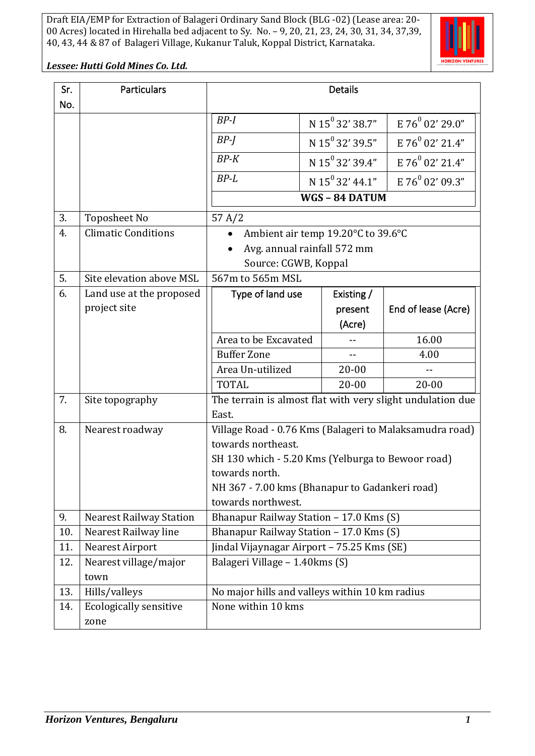| Sr. No. | Particulars | Details | | |
|---|---|---|---|---|
| | | BP-I | N $15^0$ 32' 38.7" | E $76^0$ 02' 29.0" |
| | | BP-J | N $15^0$ 32' 39.5" | E $76^0$ 02' 21.4" |
| | | BP-K | N $15^0$ 32' 39.4" | E $76^0$ 02' 21.4" |
| | | BP-L | N $15^0$ 32' 44.1" | E $76^0$ 02' 09.3" |
| | | **WGS – 84 DATUM** | | |
| 3. | Toposheet No | 57 A/2 | | |
| 4. | Climatic Conditions | • Ambient air temp 19.20°C to 39.6°C<br>• Avg. annual rainfall 572 mm<br>Source: CGWB, Koppal | | |
| 5. | Site elevation above MSL | 567m to 565m MSL | | |
| 6. | Land use at the proposed project site | Type of land use | Existing / present (Acre) | End of lease (Acre) |
| | | Area to be Excavated | -- | 16.00 |
| | | Buffer Zone | -- | 4.00 |
| | | Area Un-utilized | 20-00 | -- |
| | | TOTAL | 20-00 | 20-00 |
| 7. | Site topography | The terrain is almost flat with very slight undulation due East. | | |
| 8. | Nearest roadway | Village Road - 0.76 Kms (Balageri to Malaksamudra road) towards northeast.<br>SH 130 which - 5.20 Kms (Yelburga to Bewoor road) towards north.<br>NH 367 - 7.00 kms (Bhanapur to Gadankeri road) towards northwest. | | |
| 9. | Nearest Railway Station | Bhanapur Railway Station – 17.0 Kms (S) | | |
| 10. | Nearest Railway line | Bhanapur Railway Station – 17.0 Kms (S) | | |
| 11. | Nearest Airport | Jindal Vijaynagar Airport – 75.25 Kms (SE) | | |
| 12. | Nearest village/major town | Balageri Village – 1.40kms (S) | | |
| 13. | Hills/valleys | No major hills and valleys within 10 km radius | | |
| 14. | Ecologically sensitive zone | None within 10 kms | | |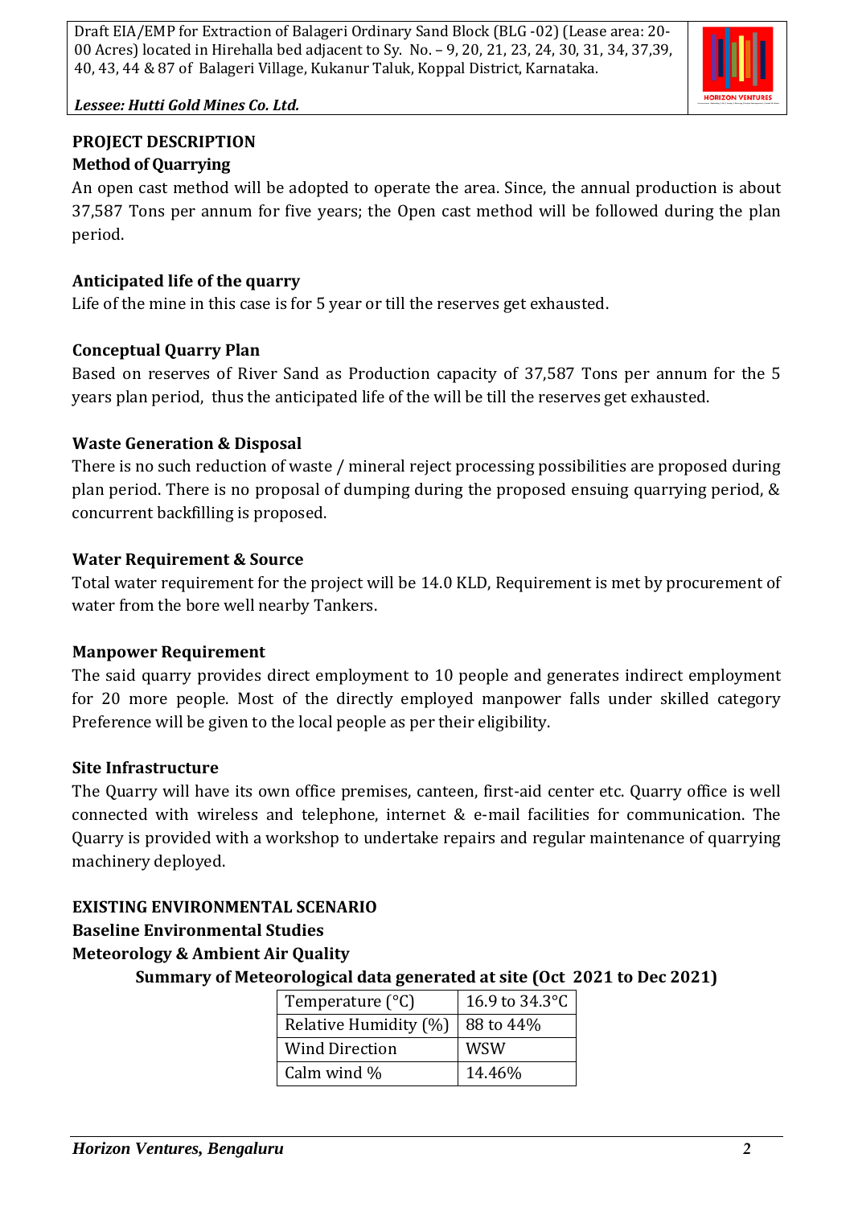## PROJECT DESCRIPTION

### Method of Quarrying

An open cast method will be adopted to operate the area. Since, the annual production is about 37,587 Tons per annum for five years; the Open cast method will be followed during the plan period.

### Anticipated life of the quarry

Life of the mine in this case is for 5 year or till the reserves get exhausted.

### Conceptual Quarry Plan

Based on reserves of River Sand as Production capacity of 37,587 Tons per annum for the 5 years plan period, thus the anticipated life of the will be till the reserves get exhausted.

### Waste Generation & Disposal

There is no such reduction of waste / mineral reject processing possibilities are proposed during plan period. There is no proposal of dumping during the proposed ensuing quarrying period, & concurrent backfilling is proposed.

### Water Requirement & Source

Total water requirement for the project will be 14.0 KLD, Requirement is met by procurement of water from the bore well nearby Tankers.

### Manpower Requirement

The said quarry provides direct employment to 10 people and generates indirect employment for 20 more people. Most of the directly employed manpower falls under skilled category Preference will be given to the local people as per their eligibility.

### Site Infrastructure

The Quarry will have its own office premises, canteen, first-aid center etc. Quarry office is well connected with wireless and telephone, internet & e-mail facilities for communication. The Quarry is provided with a workshop to undertake repairs and regular maintenance of quarrying machinery deployed.

## EXISTING ENVIRONMENTAL SCENARIO

### Baseline Environmental Studies

### Meteorology & Ambient Air Quality

**Summary of Meteorological data generated at site (Oct 2021 to Dec 2021)**

| | |
|---|---|
| Temperature (°C) | 16.9 to 34.3°C |
| Relative Humidity (%) | 88 to 44% |
| Wind Direction | WSW |
| Calm wind % | 14.46% |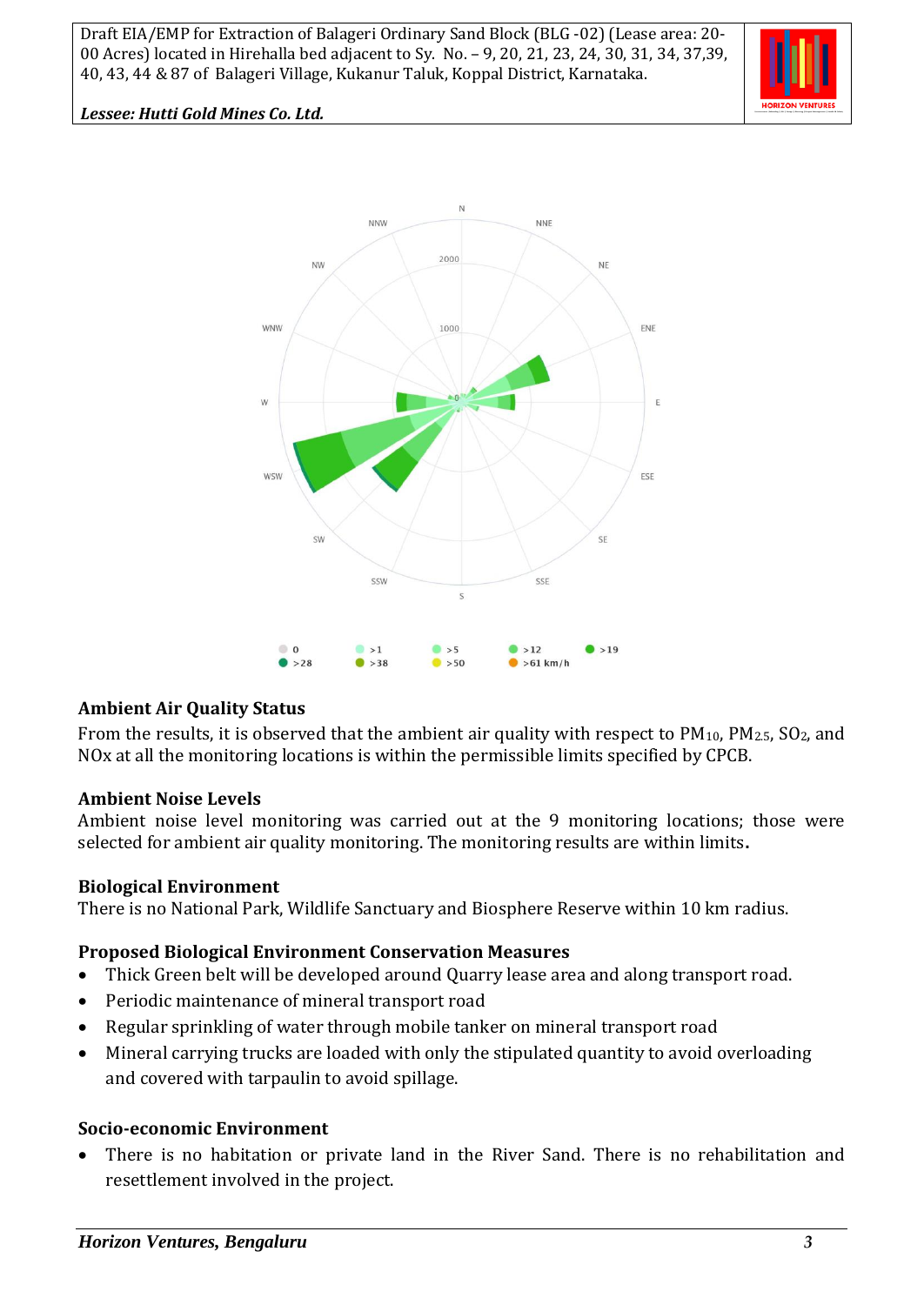N
NNE
NE
ENE
E
ESE
SE
SSE
S
SSW
SW
WSW
W
WNW
NW
NNW
2000
1000
0

0 >1 >5 >12 >19
>28 >38 >50 >61 km/h

### Ambient Air Quality Status

From the results, it is observed that the ambient air quality with respect to $PM_{10}$, $PM_{2.5}$, $SO_2$, and NOx at all the monitoring locations is within the permissible limits specified by CPCB.

### Ambient Noise Levels

Ambient noise level monitoring was carried out at the 9 monitoring locations; those were selected for ambient air quality monitoring. The monitoring results are within limits.

### Biological Environment

There is no National Park, Wildlife Sanctuary and Biosphere Reserve within 10 km radius.

### Proposed Biological Environment Conservation Measures

- Thick Green belt will be developed around Quarry lease area and along transport road.
- Periodic maintenance of mineral transport road
- Regular sprinkling of water through mobile tanker on mineral transport road
- Mineral carrying trucks are loaded with only the stipulated quantity to avoid overloading and covered with tarpaulin to avoid spillage.

### Socio-economic Environment

- There is no habitation or private land in the River Sand. There is no rehabilitation and resettlement involved in the project.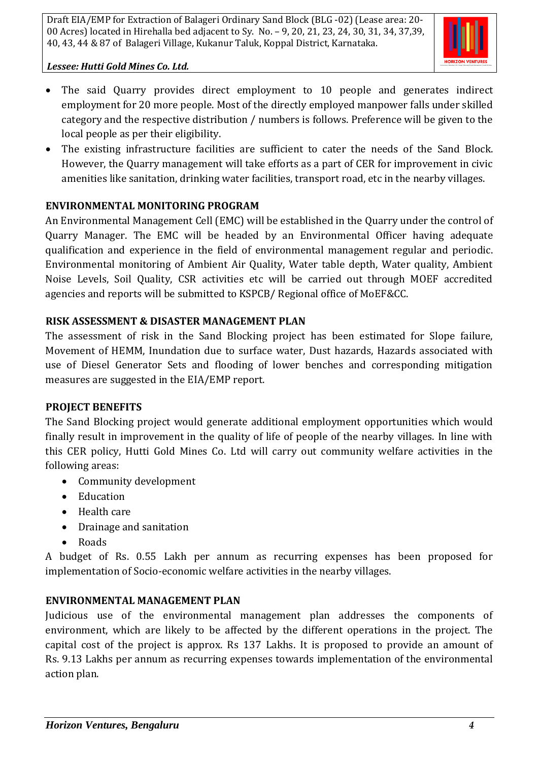- The said Quarry provides direct employment to 10 people and generates indirect employment for 20 more people. Most of the directly employed manpower falls under skilled category and the respective distribution / numbers is follows. Preference will be given to the local people as per their eligibility.
- The existing infrastructure facilities are sufficient to cater the needs of the Sand Block. However, the Quarry management will take efforts as a part of CER for improvement in civic amenities like sanitation, drinking water facilities, transport road, etc in the nearby villages.

**ENVIRONMENTAL MONITORING PROGRAM**

An Environmental Management Cell (EMC) will be established in the Quarry under the control of Quarry Manager. The EMC will be headed by an Environmental Officer having adequate qualification and experience in the field of environmental management regular and periodic. Environmental monitoring of Ambient Air Quality, Water table depth, Water quality, Ambient Noise Levels, Soil Quality, CSR activities etc will be carried out through MOEF accredited agencies and reports will be submitted to KSPCB/ Regional office of MoEF&CC.

**RISK ASSESSMENT & DISASTER MANAGEMENT PLAN**

The assessment of risk in the Sand Blocking project has been estimated for Slope failure, Movement of HEMM, Inundation due to surface water, Dust hazards, Hazards associated with use of Diesel Generator Sets and flooding of lower benches and corresponding mitigation measures are suggested in the EIA/EMP report.

**PROJECT BENEFITS**

The Sand Blocking project would generate additional employment opportunities which would finally result in improvement in the quality of life of people of the nearby villages. In line with this CER policy, Hutti Gold Mines Co. Ltd will carry out community welfare activities in the following areas:

- Community development
- Education
- Health care
- Drainage and sanitation
- Roads

A budget of Rs. 0.55 Lakh per annum as recurring expenses has been proposed for implementation of Socio-economic welfare activities in the nearby villages.

**ENVIRONMENTAL MANAGEMENT PLAN**

Judicious use of the environmental management plan addresses the components of environment, which are likely to be affected by the different operations in the project. The capital cost of the project is approx. Rs 137 Lakhs. It is proposed to provide an amount of Rs. 9.13 Lakhs per annum as recurring expenses towards implementation of the environmental action plan.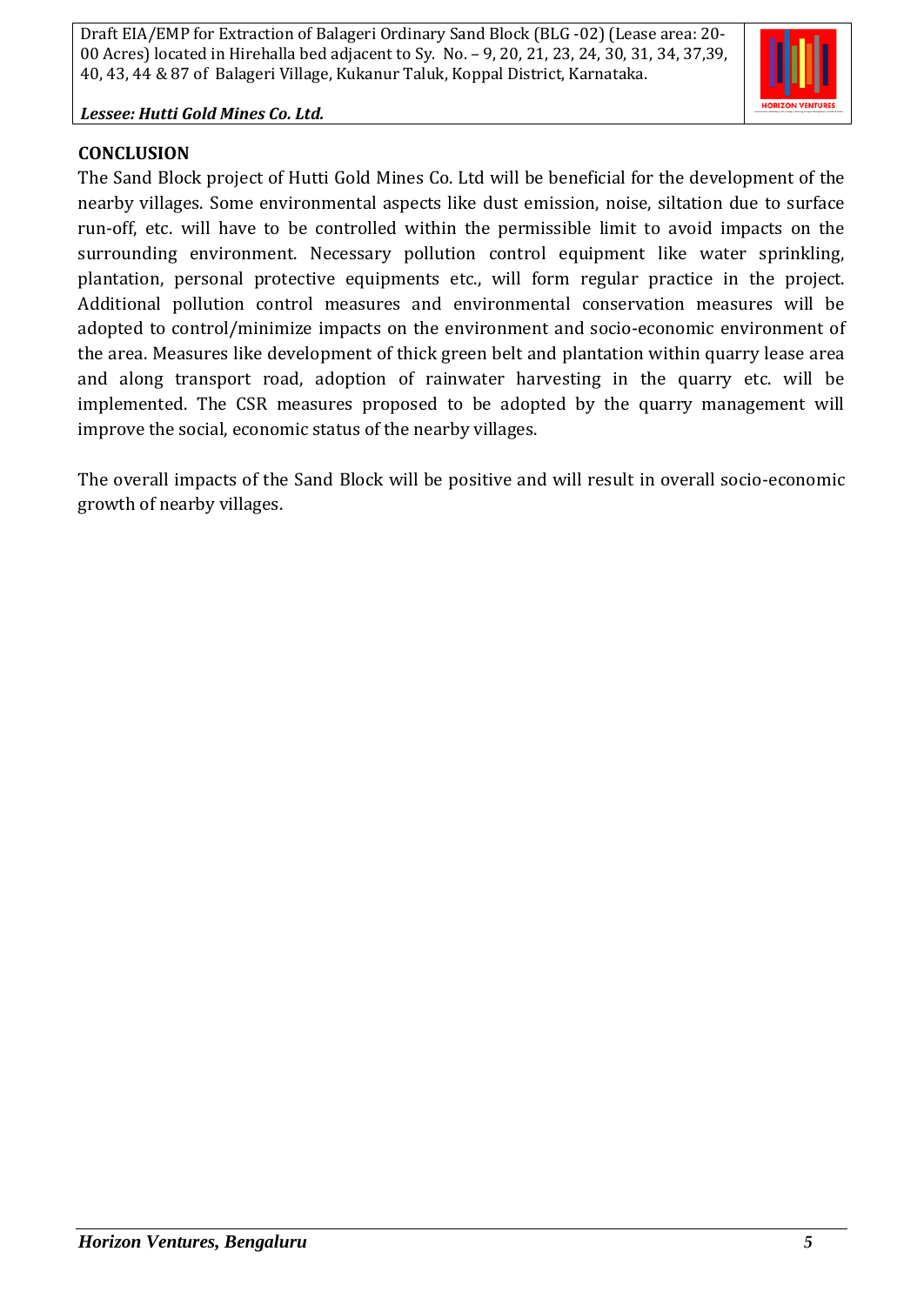**CONCLUSION**

The Sand Block project of Hutti Gold Mines Co. Ltd will be beneficial for the development of the nearby villages. Some environmental aspects like dust emission, noise, siltation due to surface run-off, etc. will have to be controlled within the permissible limit to avoid impacts on the surrounding environment. Necessary pollution control equipment like water sprinkling, plantation, personal protective equipments etc., will form regular practice in the project. Additional pollution control measures and environmental conservation measures will be adopted to control/minimize impacts on the environment and socio-economic environment of the area. Measures like development of thick green belt and plantation within quarry lease area and along transport road, adoption of rainwater harvesting in the quarry etc. will be implemented. The CSR measures proposed to be adopted by the quarry management will improve the social, economic status of the nearby villages.

The overall impacts of the Sand Block will be positive and will result in overall socio-economic growth of nearby villages.